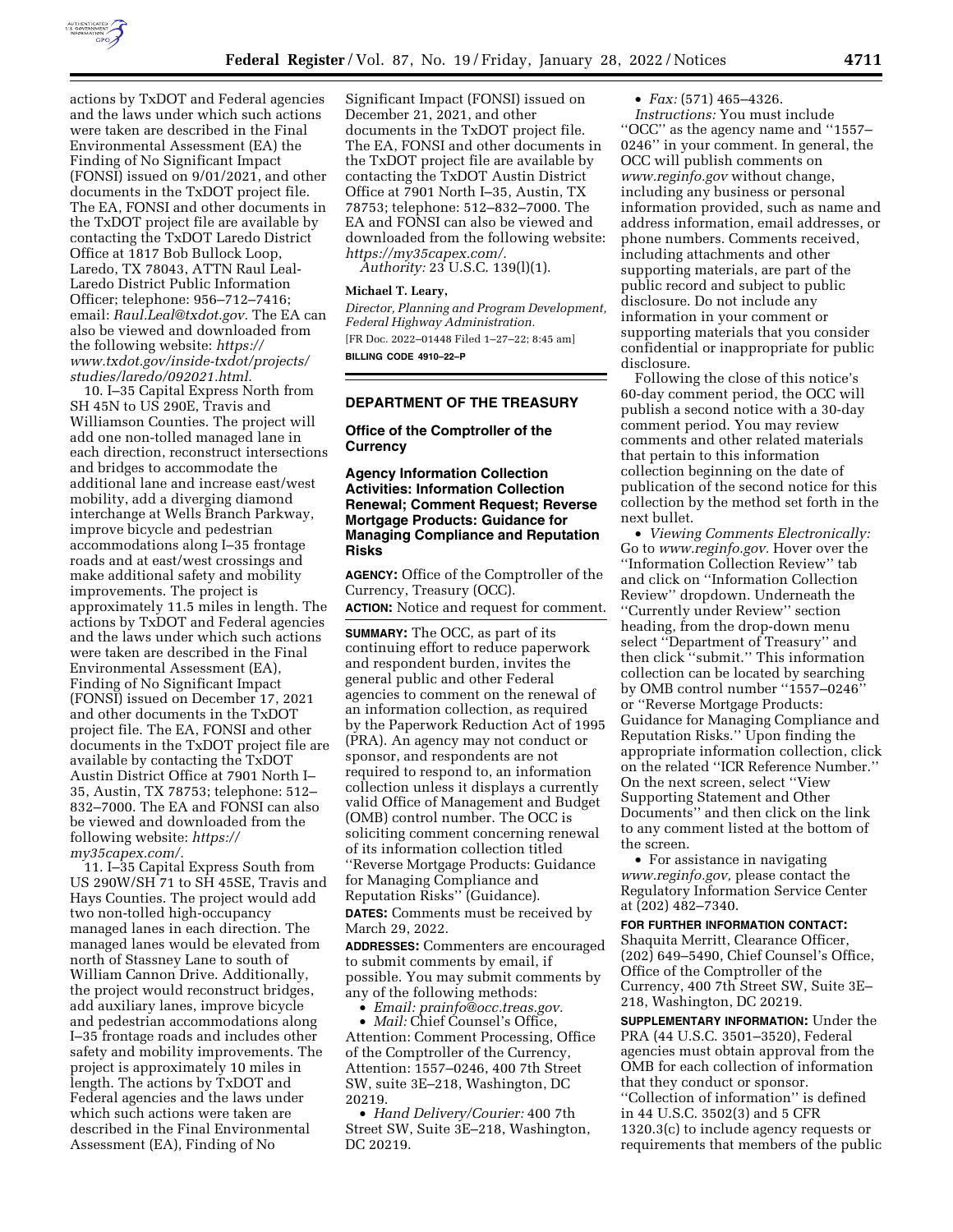actions by TxDOT and Federal agencies and the laws under which such actions were taken are described in the Final Environmental Assessment (EA) the Finding of No Significant Impact (FONSI) issued on 9/01/2021, and other documents in the TxDOT project file. The EA, FONSI and other documents in the TxDOT project file are available by contacting the TxDOT Laredo District Office at 1817 Bob Bullock Loop, Laredo, TX 78043, ATTN Raul Leal-Laredo District Public Information Officer; telephone: 956–712–7416; email: *Raul.Leal@txdot.gov.* The EA can also be viewed and downloaded from the following website: *https://www.txdot.gov/inside-txdot/projects/studies/laredo/092021.html.*

10. I–35 Capital Express North from SH 45N to US 290E, Travis and Williamson Counties. The project will add one non-tolled managed lane in each direction, reconstruct intersections and bridges to accommodate the additional lane and increase east/west mobility, add a diverging diamond interchange at Wells Branch Parkway, improve bicycle and pedestrian accommodations along I–35 frontage roads and at east/west crossings and make additional safety and mobility improvements. The project is approximately 11.5 miles in length. The actions by TxDOT and Federal agencies and the laws under which such actions were taken are described in the Final Environmental Assessment (EA), Finding of No Significant Impact (FONSI) issued on December 17, 2021 and other documents in the TxDOT project file. The EA, FONSI and other documents in the TxDOT project file are available by contacting the TxDOT Austin District Office at 7901 North I–35, Austin, TX 78753; telephone: 512–832–7000. The EA and FONSI can also be viewed and downloaded from the following website: *https://my35capex.com/.*

11. I–35 Capital Express South from US 290W/SH 71 to SH 45SE, Travis and Hays Counties. The project would add two non-tolled high-occupancy managed lanes in each direction. The managed lanes would be elevated from north of Stassney Lane to south of William Cannon Drive. Additionally, the project would reconstruct bridges, add auxiliary lanes, improve bicycle and pedestrian accommodations along I–35 frontage roads and includes other safety and mobility improvements. The project is approximately 10 miles in length. The actions by TxDOT and Federal agencies and the laws under which such actions were taken are described in the Final Environmental Assessment (EA), Finding of No Significant Impact (FONSI) issued on December 21, 2021, and other documents in the TxDOT project file. The EA, FONSI and other documents in the TxDOT project file are available by contacting the TxDOT Austin District Office at 7901 North I–35, Austin, TX 78753; telephone: 512–832–7000. The EA and FONSI can also be viewed and downloaded from the following website: *https://my35capex.com/.*

*Authority:* 23 U.S.C. 139(l)(1).

**Michael T. Leary,**

*Director, Planning and Program Development, Federal Highway Administration.*

[FR Doc. 2022–01448 Filed 1–27–22; 8:45 am]

**BILLING CODE 4910–22–P**

## DEPARTMENT OF THE TREASURY

### Office of the Comptroller of the Currency

### Agency Information Collection Activities: Information Collection Renewal; Comment Request; Reverse Mortgage Products: Guidance for Managing Compliance and Reputation Risks

**AGENCY:** Office of the Comptroller of the Currency, Treasury (OCC).

**ACTION:** Notice and request for comment.

**SUMMARY:** The OCC, as part of its continuing effort to reduce paperwork and respondent burden, invites the general public and other Federal agencies to comment on the renewal of an information collection, as required by the Paperwork Reduction Act of 1995 (PRA). An agency may not conduct or sponsor, and respondents are not required to respond to, an information collection unless it displays a currently valid Office of Management and Budget (OMB) control number. The OCC is soliciting comment concerning renewal of its information collection titled ''Reverse Mortgage Products: Guidance for Managing Compliance and Reputation Risks'' (Guidance).

**DATES:** Comments must be received by March 29, 2022.

**ADDRESSES:** Commenters are encouraged to submit comments by email, if possible. You may submit comments by any of the following methods:

• *Email: prainfo@occ.treas.gov.*
• *Mail:* Chief Counsel's Office, Attention: Comment Processing, Office of the Comptroller of the Currency, Attention: 1557–0246, 400 7th Street SW, suite 3E–218, Washington, DC 20219.
• *Hand Delivery/Courier:* 400 7th Street SW, Suite 3E–218, Washington, DC 20219.
• *Fax:* (571) 465–4326.

*Instructions:* You must include ''OCC'' as the agency name and ''1557–0246'' in your comment. In general, the OCC will publish comments on *www.reginfo.gov* without change, including any business or personal information provided, such as name and address information, email addresses, or phone numbers. Comments received, including attachments and other supporting materials, are part of the public record and subject to public disclosure. Do not include any information in your comment or supporting materials that you consider confidential or inappropriate for public disclosure.

Following the close of this notice's 60-day comment period, the OCC will publish a second notice with a 30-day comment period. You may review comments and other related materials that pertain to this information collection beginning on the date of publication of the second notice for this collection by the method set forth in the next bullet.

• *Viewing Comments Electronically:* Go to *www.reginfo.gov.* Hover over the ''Information Collection Review'' tab and click on ''Information Collection Review'' dropdown. Underneath the ''Currently under Review'' section heading, from the drop-down menu select ''Department of Treasury'' and then click ''submit.'' This information collection can be located by searching by OMB control number ''1557–0246'' or ''Reverse Mortgage Products: Guidance for Managing Compliance and Reputation Risks.'' Upon finding the appropriate information collection, click on the related ''ICR Reference Number.'' On the next screen, select ''View Supporting Statement and Other Documents'' and then click on the link to any comment listed at the bottom of the screen.
• For assistance in navigating *www.reginfo.gov,* please contact the Regulatory Information Service Center at (202) 482–7340.

**FOR FURTHER INFORMATION CONTACT:** Shaquita Merritt, Clearance Officer, (202) 649–5490, Chief Counsel's Office, Office of the Comptroller of the Currency, 400 7th Street SW, Suite 3E–218, Washington, DC 20219.

**SUPPLEMENTARY INFORMATION:** Under the PRA (44 U.S.C. 3501–3520), Federal agencies must obtain approval from the OMB for each collection of information that they conduct or sponsor. ''Collection of information'' is defined in 44 U.S.C. 3502(3) and 5 CFR 1320.3(c) to include agency requests or requirements that members of the public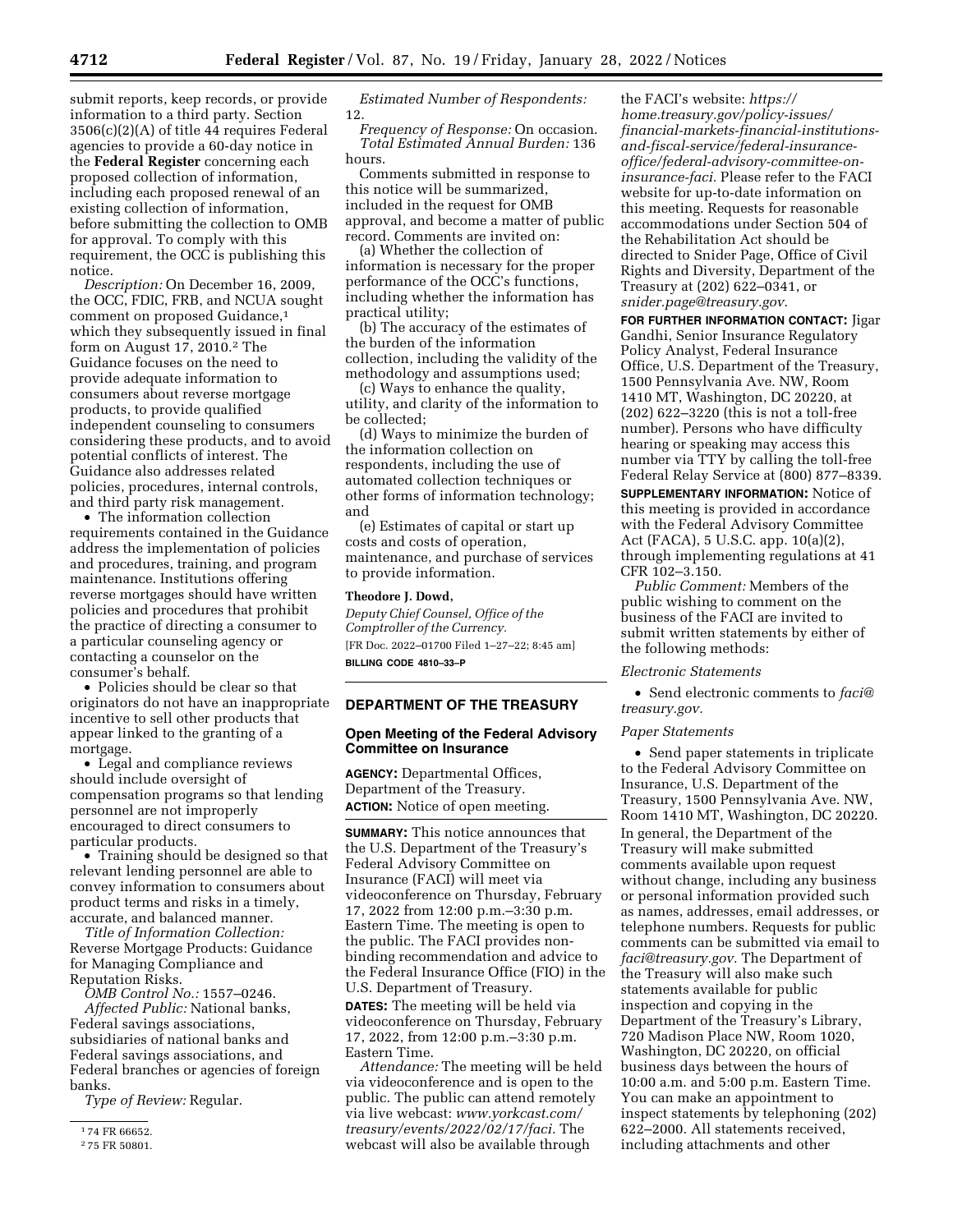submit reports, keep records, or provide information to a third party. Section 3506(c)(2)(A) of title 44 requires Federal agencies to provide a 60-day notice in the **Federal Register** concerning each proposed collection of information, including each proposed renewal of an existing collection of information, before submitting the collection to OMB for approval. To comply with this requirement, the OCC is publishing this notice.

*Description:* On December 16, 2009, the OCC, FDIC, FRB, and NCUA sought comment on proposed Guidance,[1] which they subsequently issued in final form on August 17, 2010.[2] The Guidance focuses on the need to provide adequate information to consumers about reverse mortgage products, to provide qualified independent counseling to consumers considering these products, and to avoid potential conflicts of interest. The Guidance also addresses related policies, procedures, internal controls, and third party risk management.

- The information collection requirements contained in the Guidance address the implementation of policies and procedures, training, and program maintenance. Institutions offering reverse mortgages should have written policies and procedures that prohibit the practice of directing a consumer to a particular counseling agency or contacting a counselor on the consumer's behalf.
- Policies should be clear so that originators do not have an inappropriate incentive to sell other products that appear linked to the granting of a mortgage.
- Legal and compliance reviews should include oversight of compensation programs so that lending personnel are not improperly encouraged to direct consumers to particular products.
- Training should be designed so that relevant lending personnel are able to convey information to consumers about product terms and risks in a timely, accurate, and balanced manner.

*Title of Information Collection:* Reverse Mortgage Products: Guidance for Managing Compliance and Reputation Risks.

*OMB Control No.:* 1557–0246.

*Affected Public:* National banks, Federal savings associations, subsidiaries of national banks and Federal savings associations, and Federal branches or agencies of foreign banks.

*Type of Review:* Regular.

*Estimated Number of Respondents:* 12.

*Frequency of Response:* On occasion.

*Total Estimated Annual Burden:* 136 hours.

Comments submitted in response to this notice will be summarized, included in the request for OMB approval, and become a matter of public record. Comments are invited on:

(a) Whether the collection of information is necessary for the proper performance of the OCC's functions, including whether the information has practical utility;

(b) The accuracy of the estimates of the burden of the information collection, including the validity of the methodology and assumptions used;

(c) Ways to enhance the quality, utility, and clarity of the information to be collected;

(d) Ways to minimize the burden of the information collection on respondents, including the use of automated collection techniques or other forms of information technology; and

(e) Estimates of capital or start up costs and costs of operation, maintenance, and purchase of services to provide information.

**Theodore J. Dowd,**

*Deputy Chief Counsel, Office of the Comptroller of the Currency.*

[FR Doc. 2022–01700 Filed 1–27–22; 8:45 am]

**BILLING CODE 4810–33–P**

[1] 74 FR 66652.

[2] 75 FR 50801.

## DEPARTMENT OF THE TREASURY

### Open Meeting of the Federal Advisory Committee on Insurance

**AGENCY:** Departmental Offices, Department of the Treasury.

**ACTION:** Notice of open meeting.

**SUMMARY:** This notice announces that the U.S. Department of the Treasury's Federal Advisory Committee on Insurance (FACI) will meet via videoconference on Thursday, February 17, 2022 from 12:00 p.m.–3:30 p.m. Eastern Time. The meeting is open to the public. The FACI provides non-binding recommendation and advice to the Federal Insurance Office (FIO) in the U.S. Department of Treasury.

**DATES:** The meeting will be held via videoconference on Thursday, February 17, 2022, from 12:00 p.m.–3:30 p.m. Eastern Time.

*Attendance:* The meeting will be held via videoconference and is open to the public. The public can attend remotely via live webcast: *www.yorkcast.com/treasury/events/2022/02/17/faci.* The webcast will also be available through the FACI's website: *https://home.treasury.gov/policy-issues/financial-markets-financial-institutions-and-fiscal-service/federal-insurance-office/federal-advisory-committee-on-insurance-faci.* Please refer to the FACI website for up-to-date information on this meeting. Requests for reasonable accommodations under Section 504 of the Rehabilitation Act should be directed to Snider Page, Office of Civil Rights and Diversity, Department of the Treasury at (202) 622–0341, or *snider.page@treasury.gov.*

**FOR FURTHER INFORMATION CONTACT:** Jigar Gandhi, Senior Insurance Regulatory Policy Analyst, Federal Insurance Office, U.S. Department of the Treasury, 1500 Pennsylvania Ave. NW, Room 1410 MT, Washington, DC 20220, at (202) 622–3220 (this is not a toll-free number). Persons who have difficulty hearing or speaking may access this number via TTY by calling the toll-free Federal Relay Service at (800) 877–8339.

**SUPPLEMENTARY INFORMATION:** Notice of this meeting is provided in accordance with the Federal Advisory Committee Act (FACA), 5 U.S.C. app. 10(a)(2), through implementing regulations at 41 CFR 102–3.150.

*Public Comment:* Members of the public wishing to comment on the business of the FACI are invited to submit written statements by either of the following methods:

*Electronic Statements*

- Send electronic comments to *faci@treasury.gov.*

*Paper Statements*

- Send paper statements in triplicate to the Federal Advisory Committee on Insurance, U.S. Department of the Treasury, 1500 Pennsylvania Ave. NW, Room 1410 MT, Washington, DC 20220.

In general, the Department of the Treasury will make submitted comments available upon request without change, including any business or personal information provided such as names, addresses, email addresses, or telephone numbers. Requests for public comments can be submitted via email to *faci@treasury.gov.* The Department of the Treasury will also make such statements available for public inspection and copying in the Department of the Treasury's Library, 720 Madison Place NW, Room 1020, Washington, DC 20220, on official business days between the hours of 10:00 a.m. and 5:00 p.m. Eastern Time. You can make an appointment to inspect statements by telephoning (202) 622–2000. All statements received, including attachments and other